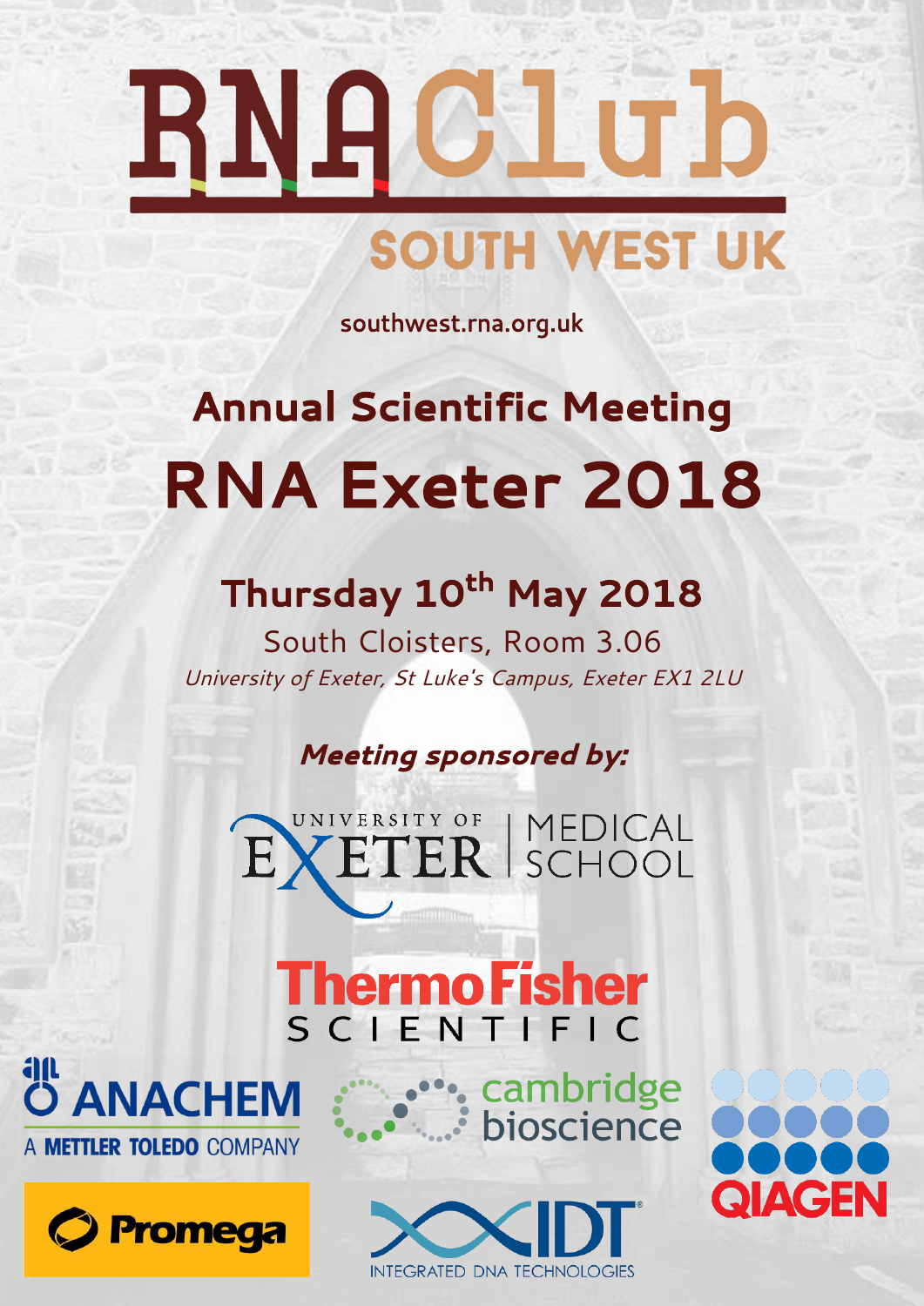# RNA Club

## SOUTH WEST UK

southwest.rna.org.uk

## Annual Scientific Meeting

# RNA Exeter 2018

## Thursday 10th May 2018

South Cloisters, Room 3.06

*University of Exeter, St Luke's Campus, Exeter EX1 2LU*

***Meeting sponsored by:***

UNIVERSITY OF EXETER | MEDICAL SCHOOL

ThermoFisher SCIENTIFIC

ANACHEM A METTLER TOLEDO COMPANY

cambridge bioscience

QIAGEN

Promega

IDT INTEGRATED DNA TECHNOLOGIES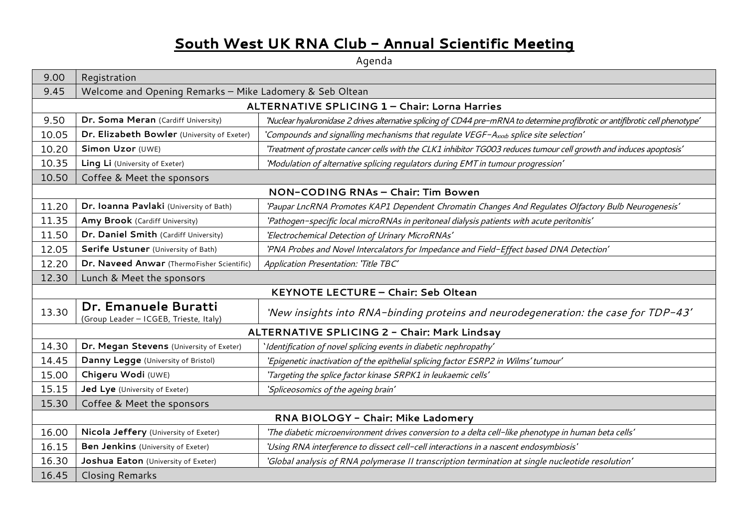# South West UK RNA Club – Annual Scientific Meeting

Agenda

| | | |
|---|---|---|
| 9.00 | Registration | |
| 9.45 | Welcome and Opening Remarks – Mike Ladomery & Seb Oltean | |
| | **ALTERNATIVE SPLICING 1 – Chair: Lorna Harries** | |
| 9.50 | **Dr. Soma Meran** (Cardiff University) | *'Nuclear hyaluronidase 2 drives alternative splicing of CD44 pre-mRNA to determine profibrotic or antifibrotic cell phenotype'* |
| 10.05 | **Dr. Elizabeth Bowler** (University of Exeter) | *'Compounds and signalling mechanisms that regulate VEGF-$A_{xxxb}$ splice site selection'* |
| 10.20 | **Simon Uzor** (UWE) | *'Treatment of prostate cancer cells with the CLK1 inhibitor TG003 reduces tumour cell growth and induces apoptosis'* |
| 10.35 | **Ling Li** (University of Exeter) | *'Modulation of alternative splicing regulators during EMT in tumour progression'* |
| 10.50 | Coffee & Meet the sponsors | |
| | **NON-CODING RNAs – Chair: Tim Bowen** | |
| 11.20 | **Dr. Ioanna Pavlaki** (University of Bath) | *'Paupar LncRNA Promotes KAP1 Dependent Chromatin Changes And Regulates Olfactory Bulb Neurogenesis'* |
| 11.35 | **Amy Brook** (Cardiff University) | *'Pathogen-specific local microRNAs in peritoneal dialysis patients with acute peritonitis'* |
| 11.50 | **Dr. Daniel Smith** (Cardiff University) | *'Electrochemical Detection of Urinary MicroRNAs'* |
| 12.05 | **Serife Ustuner** (University of Bath) | *'PNA Probes and Novel Intercalators for Impedance and Field-Effect based DNA Detection'* |
| 12.20 | **Dr. Naveed Anwar** (ThermoFisher Scientific) | *Application Presentation: 'Title TBC'* |
| 12.30 | Lunch & Meet the sponsors | |
| | **KEYNOTE LECTURE – Chair: Seb Oltean** | |
| 13.30 | **Dr. Emanuele Buratti** (Group Leader – ICGEB, Trieste, Italy) | *'New insights into RNA-binding proteins and neurodegeneration: the case for TDP-43'* |
| | **ALTERNATIVE SPLICING 2 - Chair: Mark Lindsay** | |
| 14.30 | **Dr. Megan Stevens** (University of Exeter) | *'Identification of novel splicing events in diabetic nephropathy'* |
| 14.45 | **Danny Legge** (University of Bristol) | *'Epigenetic inactivation of the epithelial splicing factor ESRP2 in Wilms' tumour'* |
| 15.00 | **Chigeru Wodi** (UWE) | *'Targeting the splice factor kinase SRPK1 in leukaemic cells'* |
| 15.15 | **Jed Lye** (University of Exeter) | *'Spliceosomics of the ageing brain'* |
| 15.30 | Coffee & Meet the sponsors | |
| | **RNA BIOLOGY - Chair: Mike Ladomery** | |
| 16.00 | **Nicola Jeffery** (University of Exeter) | *'The diabetic microenvironment drives conversion to a delta cell-like phenotype in human beta cells'* |
| 16.15 | **Ben Jenkins** (University of Exeter) | *'Using RNA interference to dissect cell-cell interactions in a nascent endosymbiosis'* |
| 16.30 | **Joshua Eaton** (University of Exeter) | *'Global analysis of RNA polymerase II transcription termination at single nucleotide resolution'* |
| 16.45 | Closing Remarks | |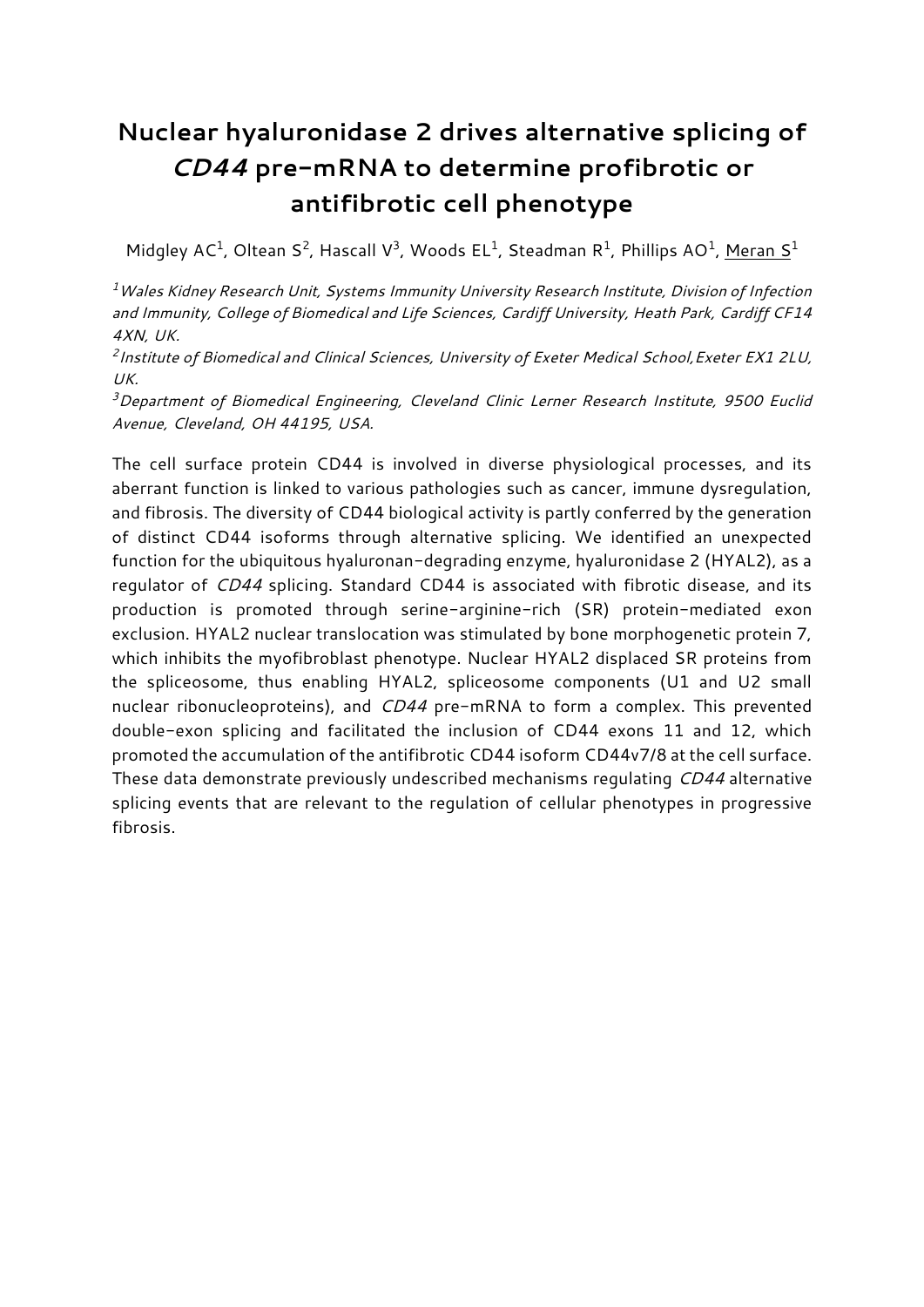# Nuclear hyaluronidase 2 drives alternative splicing of *CD44* pre-mRNA to determine profibrotic or antifibrotic cell phenotype

Midgley AC[1], Oltean S[2], Hascall V[3], Woods EL[1], Steadman R[1], Phillips AO[1], <u>Meran S</u>[1]

*[1]Wales Kidney Research Unit, Systems Immunity University Research Institute, Division of Infection and Immunity, College of Biomedical and Life Sciences, Cardiff University, Heath Park, Cardiff CF14 4XN, UK.*

*[2]Institute of Biomedical and Clinical Sciences, University of Exeter Medical School, Exeter EX1 2LU, UK.*

*[3]Department of Biomedical Engineering, Cleveland Clinic Lerner Research Institute, 9500 Euclid Avenue, Cleveland, OH 44195, USA.*

The cell surface protein CD44 is involved in diverse physiological processes, and its aberrant function is linked to various pathologies such as cancer, immune dysregulation, and fibrosis. The diversity of CD44 biological activity is partly conferred by the generation of distinct CD44 isoforms through alternative splicing. We identified an unexpected function for the ubiquitous hyaluronan-degrading enzyme, hyaluronidase 2 (HYAL2), as a regulator of *CD44* splicing. Standard CD44 is associated with fibrotic disease, and its production is promoted through serine-arginine-rich (SR) protein-mediated exon exclusion. HYAL2 nuclear translocation was stimulated by bone morphogenetic protein 7, which inhibits the myofibroblast phenotype. Nuclear HYAL2 displaced SR proteins from the spliceosome, thus enabling HYAL2, spliceosome components (U1 and U2 small nuclear ribonucleoproteins), and *CD44* pre-mRNA to form a complex. This prevented double-exon splicing and facilitated the inclusion of CD44 exons 11 and 12, which promoted the accumulation of the antifibrotic CD44 isoform CD44v7/8 at the cell surface. These data demonstrate previously undescribed mechanisms regulating *CD44* alternative splicing events that are relevant to the regulation of cellular phenotypes in progressive fibrosis.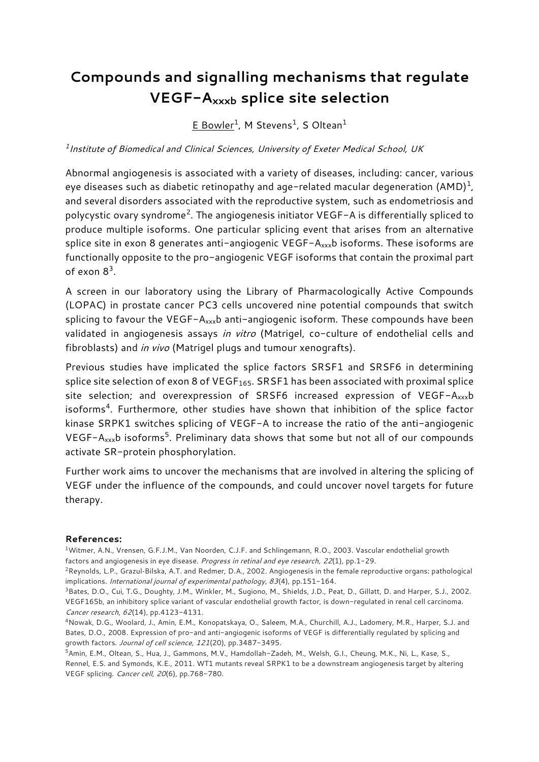# Compounds and signalling mechanisms that regulate VEGF-$A_{xxxb}$ splice site selection

E Bowler[1], M Stevens[1], S Oltean[1]

[1] *Institute of Biomedical and Clinical Sciences, University of Exeter Medical School, UK*

Abnormal angiogenesis is associated with a variety of diseases, including: cancer, various eye diseases such as diabetic retinopathy and age-related macular degeneration (AMD)[1], and several disorders associated with the reproductive system, such as endometriosis and polycystic ovary syndrome[2]. The angiogenesis initiator VEGF-A is differentially spliced to produce multiple isoforms. One particular splicing event that arises from an alternative splice site in exon 8 generates anti-angiogenic VEGF-$A_{xxx}$b isoforms. These isoforms are functionally opposite to the pro-angiogenic VEGF isoforms that contain the proximal part of exon 8[3].

A screen in our laboratory using the Library of Pharmacologically Active Compounds (LOPAC) in prostate cancer PC3 cells uncovered nine potential compounds that switch splicing to favour the VEGF-$A_{xxx}$b anti-angiogenic isoform. These compounds have been validated in angiogenesis assays *in vitro* (Matrigel, co-culture of endothelial cells and fibroblasts) and *in vivo* (Matrigel plugs and tumour xenografts).

Previous studies have implicated the splice factors SRSF1 and SRSF6 in determining splice site selection of exon 8 of $VEGF_{165}$. SRSF1 has been associated with proximal splice site selection; and overexpression of SRSF6 increased expression of VEGF-$A_{xxx}$b isoforms[4]. Furthermore, other studies have shown that inhibition of the splice factor kinase SRPK1 switches splicing of VEGF-A to increase the ratio of the anti-angiogenic VEGF-$A_{xxx}$b isoforms[5]. Preliminary data shows that some but not all of our compounds activate SR-protein phosphorylation.

Further work aims to uncover the mechanisms that are involved in altering the splicing of VEGF under the influence of the compounds, and could uncover novel targets for future therapy.

**References:**

[1] Witmer, A.N., Vrensen, G.F.J.M., Van Noorden, C.J.F. and Schlingemann, R.O., 2003. Vascular endothelial growth factors and angiogenesis in eye disease. *Progress in retinal and eye research*, *22*(1), pp.1-29.

[2] Reynolds, L.P., Grazul-Bilska, A.T. and Redmer, D.A., 2002. Angiogenesis in the female reproductive organs: pathological implications. *International journal of experimental pathology*, *83*(4), pp.151-164.

[3] Bates, D.O., Cui, T.G., Doughty, J.M., Winkler, M., Sugiono, M., Shields, J.D., Peat, D., Gillatt, D. and Harper, S.J., 2002. VEGF165b, an inhibitory splice variant of vascular endothelial growth factor, is down-regulated in renal cell carcinoma. *Cancer research*, *62*(14), pp.4123-4131.

[4] Nowak, D.G., Woolard, J., Amin, E.M., Konopatskaya, O., Saleem, M.A., Churchill, A.J., Ladomery, M.R., Harper, S.J. and Bates, D.O., 2008. Expression of pro-and anti-angiogenic isoforms of VEGF is differentially regulated by splicing and growth factors. *Journal of cell science*, *121*(20), pp.3487-3495.

[5] Amin, E.M., Oltean, S., Hua, J., Gammons, M.V., Hamdollah-Zadeh, M., Welsh, G.I., Cheung, M.K., Ni, L., Kase, S., Rennel, E.S. and Symonds, K.E., 2011. WT1 mutants reveal SRPK1 to be a downstream angiogenesis target by altering VEGF splicing. *Cancer cell*, *20*(6), pp.768-780.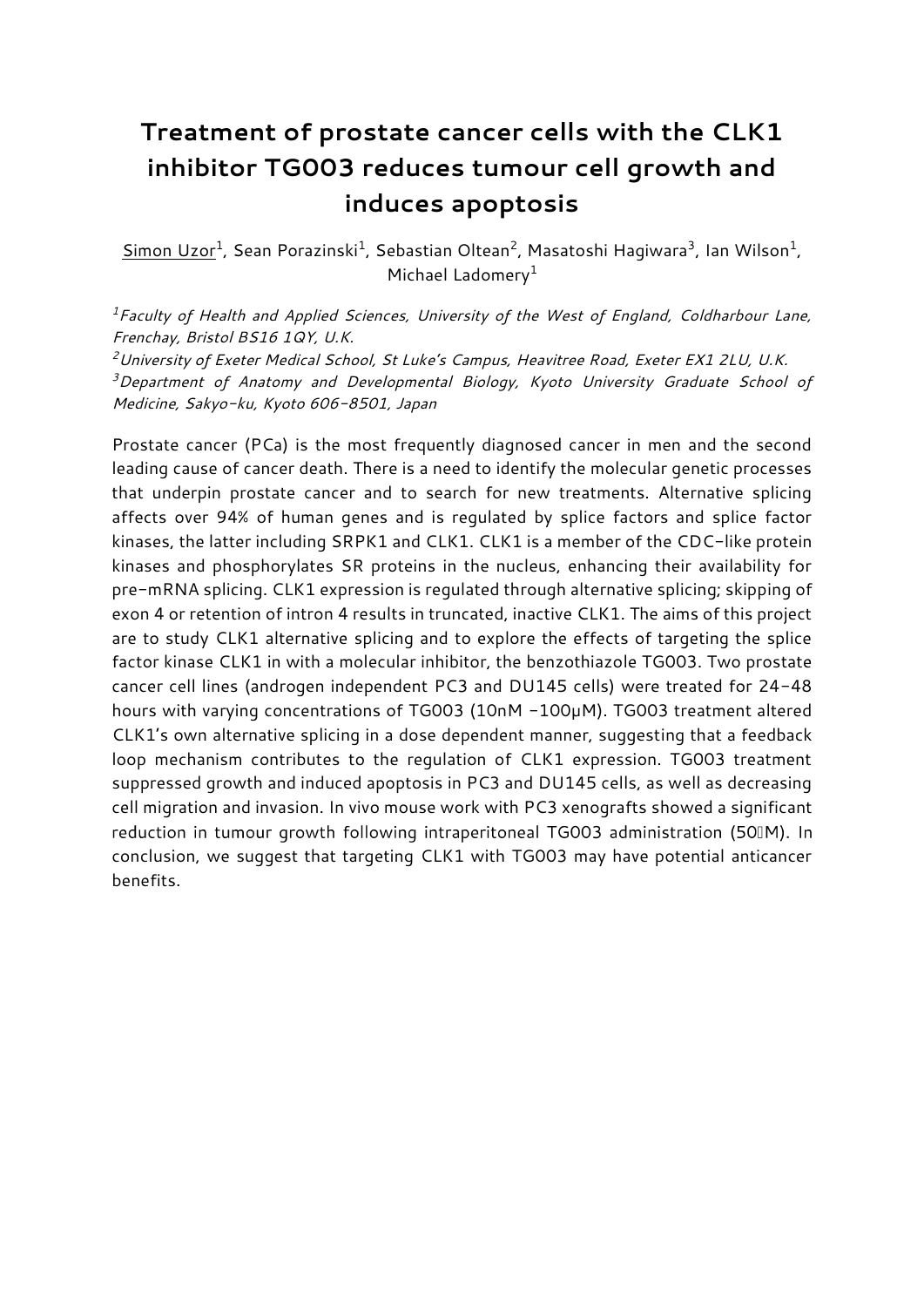# Treatment of prostate cancer cells with the CLK1 inhibitor TG003 reduces tumour cell growth and induces apoptosis

Simon Uzor[1], Sean Porazinski[1], Sebastian Oltean[2], Masatoshi Hagiwara[3], Ian Wilson[1], Michael Ladomery[1]

*[1]Faculty of Health and Applied Sciences, University of the West of England, Coldharbour Lane, Frenchay, Bristol BS16 1QY, U.K.*
*[2]University of Exeter Medical School, St Luke's Campus, Heavitree Road, Exeter EX1 2LU, U.K.*
*[3]Department of Anatomy and Developmental Biology, Kyoto University Graduate School of Medicine, Sakyo-ku, Kyoto 606-8501, Japan*

Prostate cancer (PCa) is the most frequently diagnosed cancer in men and the second leading cause of cancer death. There is a need to identify the molecular genetic processes that underpin prostate cancer and to search for new treatments. Alternative splicing affects over 94% of human genes and is regulated by splice factors and splice factor kinases, the latter including SRPK1 and CLK1. CLK1 is a member of the CDC-like protein kinases and phosphorylates SR proteins in the nucleus, enhancing their availability for pre-mRNA splicing. CLK1 expression is regulated through alternative splicing; skipping of exon 4 or retention of intron 4 results in truncated, inactive CLK1. The aims of this project are to study CLK1 alternative splicing and to explore the effects of targeting the splice factor kinase CLK1 in with a molecular inhibitor, the benzothiazole TG003. Two prostate cancer cell lines (androgen independent PC3 and DU145 cells) were treated for 24-48 hours with varying concentrations of TG003 (10nM -100μM). TG003 treatment altered CLK1's own alternative splicing in a dose dependent manner, suggesting that a feedback loop mechanism contributes to the regulation of CLK1 expression. TG003 treatment suppressed growth and induced apoptosis in PC3 and DU145 cells, as well as decreasing cell migration and invasion. In vivo mouse work with PC3 xenografts showed a significant reduction in tumour growth following intraperitoneal TG003 administration (50μM). In conclusion, we suggest that targeting CLK1 with TG003 may have potential anticancer benefits.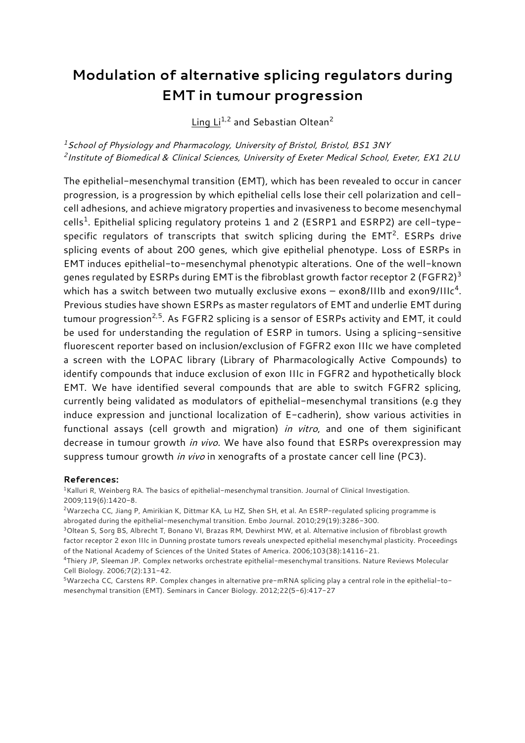# Modulation of alternative splicing regulators during EMT in tumour progression

Ling Li[1,2] and Sebastian Oltean[2]

[1] *School of Physiology and Pharmacology, University of Bristol, Bristol, BS1 3NY*
[2] *Institute of Biomedical & Clinical Sciences, University of Exeter Medical School, Exeter, EX1 2LU*

The epithelial-mesenchymal transition (EMT), which has been revealed to occur in cancer progression, is a progression by which epithelial cells lose their cell polarization and cell-cell adhesions, and achieve migratory properties and invasiveness to become mesenchymal cells[1]. Epithelial splicing regulatory proteins 1 and 2 (ESRP1 and ESRP2) are cell-type-specific regulators of transcripts that switch splicing during the EMT[2]. ESRPs drive splicing events of about 200 genes, which give epithelial phenotype. Loss of ESRPs in EMT induces epithelial-to-mesenchymal phenotypic alterations. One of the well-known genes regulated by ESRPs during EMT is the fibroblast growth factor receptor 2 (FGFR2)[3] which has a switch between two mutually exclusive exons – exon8/IIIb and exon9/IIIc[4]. Previous studies have shown ESRPs as master regulators of EMT and underlie EMT during tumour progression[2,5]. As FGFR2 splicing is a sensor of ESRPs activity and EMT, it could be used for understanding the regulation of ESRP in tumors. Using a splicing-sensitive fluorescent reporter based on inclusion/exclusion of FGFR2 exon IIIc we have completed a screen with the LOPAC library (Library of Pharmacologically Active Compounds) to identify compounds that induce exclusion of exon IIIc in FGFR2 and hypothetically block EMT. We have identified several compounds that are able to switch FGFR2 splicing, currently being validated as modulators of epithelial-mesenchymal transitions (e.g they induce expression and junctional localization of E-cadherin), show various activities in functional assays (cell growth and migration) *in vitro*, and one of them siginificant decrease in tumour growth *in vivo*. We have also found that ESRPs overexpression may suppress tumour growth *in vivo* in xenografts of a prostate cancer cell line (PC3).

**References:**

[1] Kalluri R, Weinberg RA. The basics of epithelial-mesenchymal transition. Journal of Clinical Investigation. 2009;119(6):1420-8.

[2] Warzecha CC, Jiang P, Amirikian K, Dittmar KA, Lu HZ, Shen SH, et al. An ESRP-regulated splicing programme is abrogated during the epithelial-mesenchymal transition. Embo Journal. 2010;29(19):3286-300.

[3] Oltean S, Sorg BS, Albrecht T, Bonano VI, Brazas RM, Dewhirst MW, et al. Alternative inclusion of fibroblast growth factor receptor 2 exon IIIc in Dunning prostate tumors reveals unexpected epithelial mesenchymal plasticity. Proceedings of the National Academy of Sciences of the United States of America. 2006;103(38):14116-21.

[4] Thiery JP, Sleeman JP. Complex networks orchestrate epithelial-mesenchymal transitions. Nature Reviews Molecular Cell Biology. 2006;7(2):131-42.

[5] Warzecha CC, Carstens RP. Complex changes in alternative pre-mRNA splicing play a central role in the epithelial-to-mesenchymal transition (EMT). Seminars in Cancer Biology. 2012;22(5-6):417-27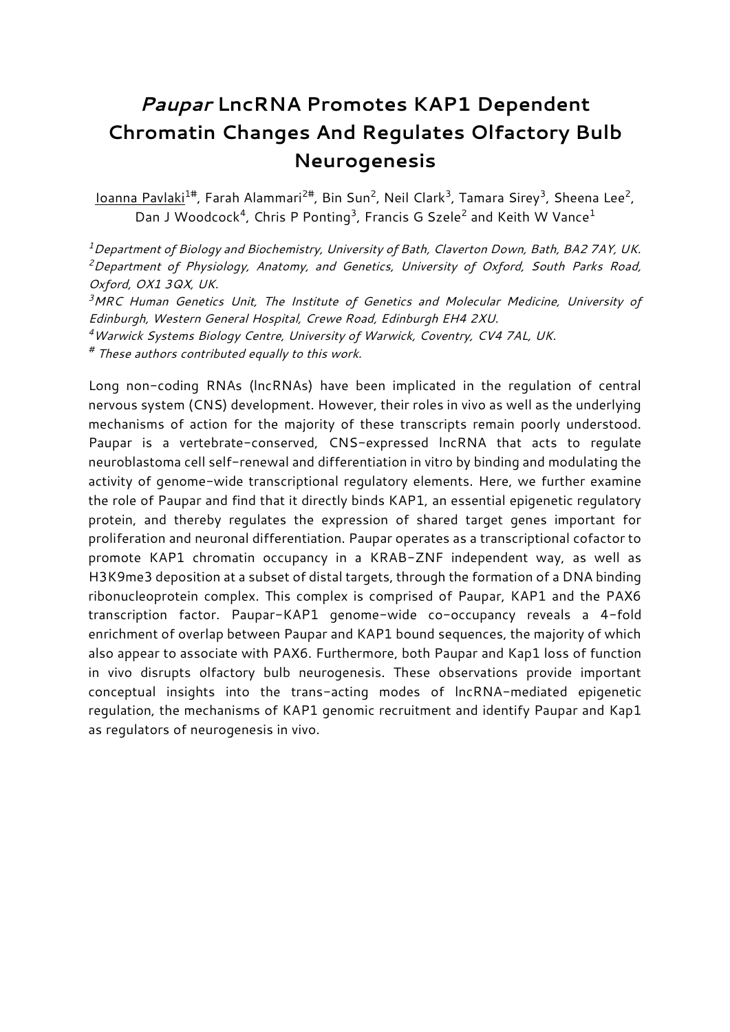# *Paupar* LncRNA Promotes KAP1 Dependent Chromatin Changes And Regulates Olfactory Bulb Neurogenesis

Ioanna Pavlaki[1#], Farah Alammari[2#], Bin Sun[2], Neil Clark[3], Tamara Sirey[3], Sheena Lee[2], Dan J Woodcock[4], Chris P Ponting[3], Francis G Szele[2] and Keith W Vance[1]

*[1]Department of Biology and Biochemistry, University of Bath, Claverton Down, Bath, BA2 7AY, UK.*
*[2]Department of Physiology, Anatomy, and Genetics, University of Oxford, South Parks Road, Oxford, OX1 3QX, UK.*
*[3]MRC Human Genetics Unit, The Institute of Genetics and Molecular Medicine, University of Edinburgh, Western General Hospital, Crewe Road, Edinburgh EH4 2XU.*
*[4]Warwick Systems Biology Centre, University of Warwick, Coventry, CV4 7AL, UK.*
*[#] These authors contributed equally to this work.*

Long non-coding RNAs (lncRNAs) have been implicated in the regulation of central nervous system (CNS) development. However, their roles in vivo as well as the underlying mechanisms of action for the majority of these transcripts remain poorly understood. Paupar is a vertebrate-conserved, CNS-expressed lncRNA that acts to regulate neuroblastoma cell self-renewal and differentiation in vitro by binding and modulating the activity of genome-wide transcriptional regulatory elements. Here, we further examine the role of Paupar and find that it directly binds KAP1, an essential epigenetic regulatory protein, and thereby regulates the expression of shared target genes important for proliferation and neuronal differentiation. Paupar operates as a transcriptional cofactor to promote KAP1 chromatin occupancy in a KRAB-ZNF independent way, as well as H3K9me3 deposition at a subset of distal targets, through the formation of a DNA binding ribonucleoprotein complex. This complex is comprised of Paupar, KAP1 and the PAX6 transcription factor. Paupar-KAP1 genome-wide co-occupancy reveals a 4-fold enrichment of overlap between Paupar and KAP1 bound sequences, the majority of which also appear to associate with PAX6. Furthermore, both Paupar and Kap1 loss of function in vivo disrupts olfactory bulb neurogenesis. These observations provide important conceptual insights into the trans-acting modes of lncRNA-mediated epigenetic regulation, the mechanisms of KAP1 genomic recruitment and identify Paupar and Kap1 as regulators of neurogenesis in vivo.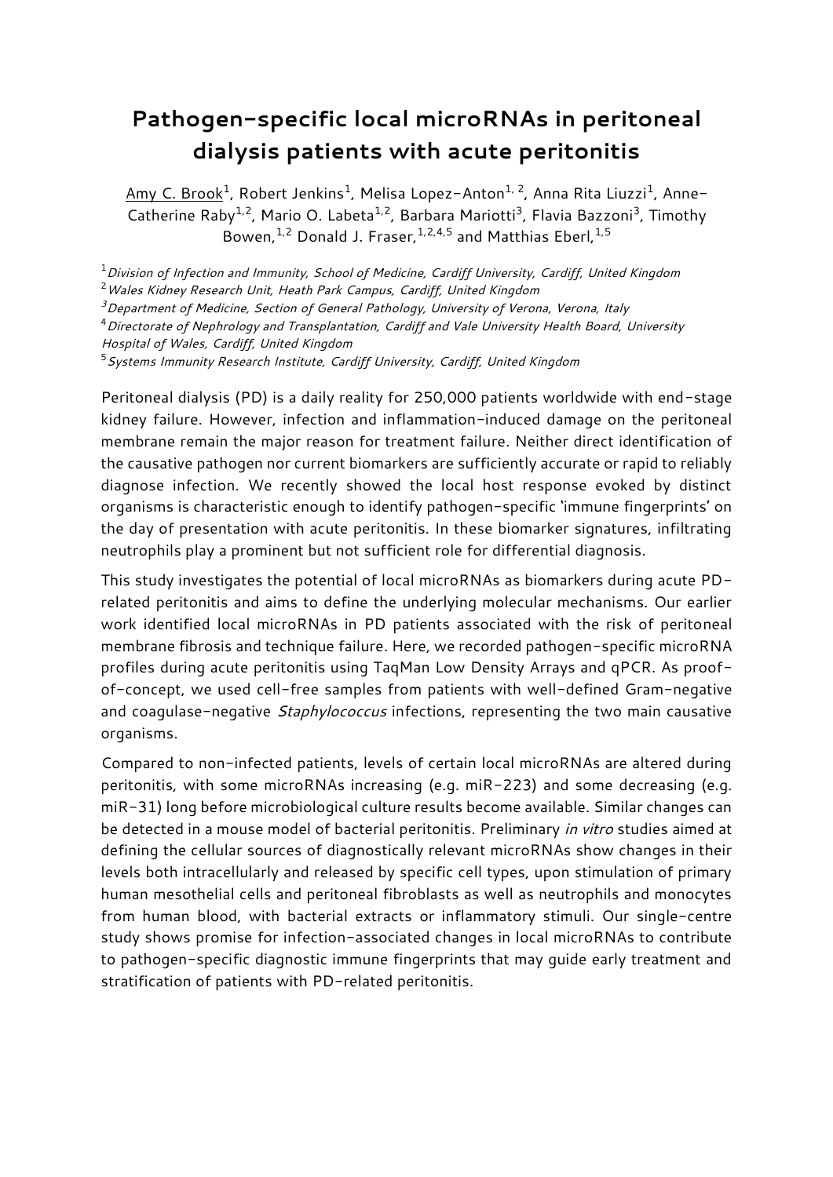# Pathogen-specific local microRNAs in peritoneal dialysis patients with acute peritonitis

Amy C. Brook[1], Robert Jenkins[1], Melisa Lopez-Anton[1, 2], Anna Rita Liuzzi[1], Anne-Catherine Raby[1,2], Mario O. Labeta[1,2], Barbara Mariotti[3], Flavia Bazzoni[3], Timothy Bowen,[1,2] Donald J. Fraser,[1,2,4,5] and Matthias Eberl,[1,5]

[1] *Division of Infection and Immunity, School of Medicine, Cardiff University, Cardiff, United Kingdom*
[2] *Wales Kidney Research Unit, Heath Park Campus, Cardiff, United Kingdom*
[3] *Department of Medicine, Section of General Pathology, University of Verona, Verona, Italy*
[4] *Directorate of Nephrology and Transplantation, Cardiff and Vale University Health Board, University Hospital of Wales, Cardiff, United Kingdom*
[5] *Systems Immunity Research Institute, Cardiff University, Cardiff, United Kingdom*

Peritoneal dialysis (PD) is a daily reality for 250,000 patients worldwide with end-stage kidney failure. However, infection and inflammation-induced damage on the peritoneal membrane remain the major reason for treatment failure. Neither direct identification of the causative pathogen nor current biomarkers are sufficiently accurate or rapid to reliably diagnose infection. We recently showed the local host response evoked by distinct organisms is characteristic enough to identify pathogen-specific 'immune fingerprints' on the day of presentation with acute peritonitis. In these biomarker signatures, infiltrating neutrophils play a prominent but not sufficient role for differential diagnosis.

This study investigates the potential of local microRNAs as biomarkers during acute PD-related peritonitis and aims to define the underlying molecular mechanisms. Our earlier work identified local microRNAs in PD patients associated with the risk of peritoneal membrane fibrosis and technique failure. Here, we recorded pathogen-specific microRNA profiles during acute peritonitis using TaqMan Low Density Arrays and qPCR. As proof-of-concept, we used cell-free samples from patients with well-defined Gram-negative and coagulase-negative *Staphylococcus* infections, representing the two main causative organisms.

Compared to non-infected patients, levels of certain local microRNAs are altered during peritonitis, with some microRNAs increasing (e.g. miR-223) and some decreasing (e.g. miR-31) long before microbiological culture results become available. Similar changes can be detected in a mouse model of bacterial peritonitis. Preliminary *in vitro* studies aimed at defining the cellular sources of diagnostically relevant microRNAs show changes in their levels both intracellularly and released by specific cell types, upon stimulation of primary human mesothelial cells and peritoneal fibroblasts as well as neutrophils and monocytes from human blood, with bacterial extracts or inflammatory stimuli. Our single-centre study shows promise for infection-associated changes in local microRNAs to contribute to pathogen-specific diagnostic immune fingerprints that may guide early treatment and stratification of patients with PD-related peritonitis.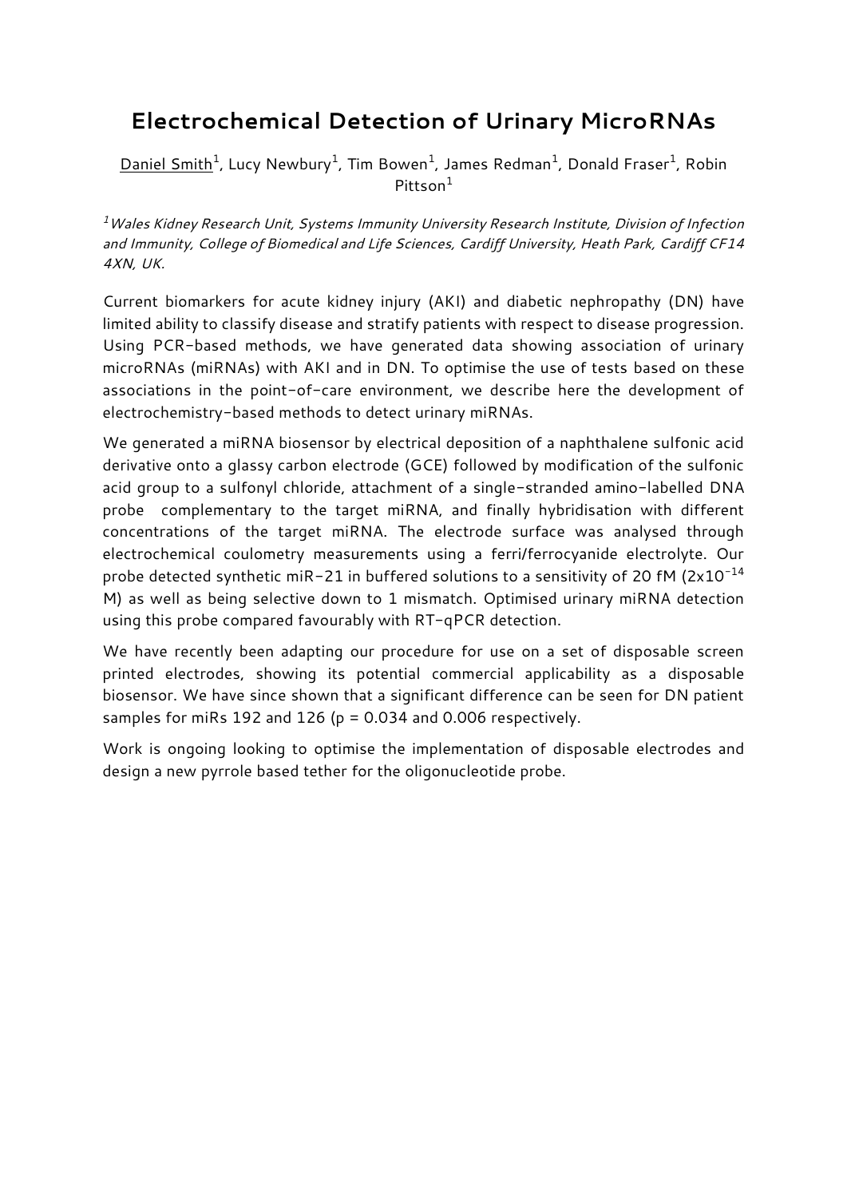# Electrochemical Detection of Urinary MicroRNAs

<u>Daniel Smith</u>[1], Lucy Newbury[1], Tim Bowen[1], James Redman[1], Donald Fraser[1], Robin Pittson[1]

*[1]Wales Kidney Research Unit, Systems Immunity University Research Institute, Division of Infection and Immunity, College of Biomedical and Life Sciences, Cardiff University, Heath Park, Cardiff CF14 4XN, UK.*

Current biomarkers for acute kidney injury (AKI) and diabetic nephropathy (DN) have limited ability to classify disease and stratify patients with respect to disease progression. Using PCR-based methods, we have generated data showing association of urinary microRNAs (miRNAs) with AKI and in DN. To optimise the use of tests based on these associations in the point-of-care environment, we describe here the development of electrochemistry-based methods to detect urinary miRNAs.

We generated a miRNA biosensor by electrical deposition of a naphthalene sulfonic acid derivative onto a glassy carbon electrode (GCE) followed by modification of the sulfonic acid group to a sulfonyl chloride, attachment of a single-stranded amino-labelled DNA probe complementary to the target miRNA, and finally hybridisation with different concentrations of the target miRNA. The electrode surface was analysed through electrochemical coulometry measurements using a ferri/ferrocyanide electrolyte. Our probe detected synthetic miR-21 in buffered solutions to a sensitivity of 20 fM ($2 \times 10^{-14}$ M) as well as being selective down to 1 mismatch. Optimised urinary miRNA detection using this probe compared favourably with RT-qPCR detection.

We have recently been adapting our procedure for use on a set of disposable screen printed electrodes, showing its potential commercial applicability as a disposable biosensor. We have since shown that a significant difference can be seen for DN patient samples for miRs 192 and 126 ($p = 0.034$ and $0.006$ respectively.

Work is ongoing looking to optimise the implementation of disposable electrodes and design a new pyrrole based tether for the oligonucleotide probe.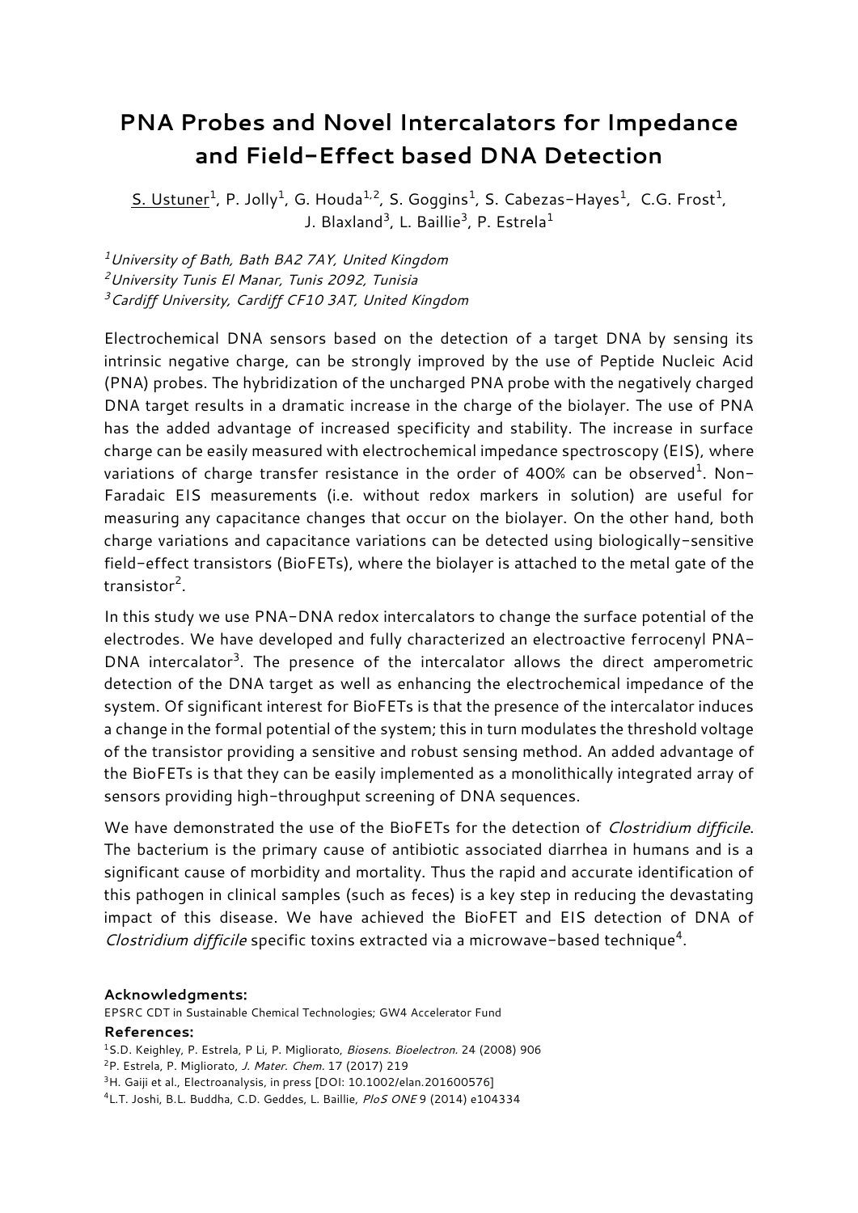# PNA Probes and Novel Intercalators for Impedance and Field-Effect based DNA Detection

S. Ustuner[1], P. Jolly[1], G. Houda[1,2], S. Goggins[1], S. Cabezas-Hayes[1], C.G. Frost[1], J. Blaxland[3], L. Baillie[3], P. Estrela[1]

[1] *University of Bath, Bath BA2 7AY, United Kingdom*
[2] *University Tunis El Manar, Tunis 2092, Tunisia*
[3] *Cardiff University, Cardiff CF10 3AT, United Kingdom*

Electrochemical DNA sensors based on the detection of a target DNA by sensing its intrinsic negative charge, can be strongly improved by the use of Peptide Nucleic Acid (PNA) probes. The hybridization of the uncharged PNA probe with the negatively charged DNA target results in a dramatic increase in the charge of the biolayer. The use of PNA has the added advantage of increased specificity and stability. The increase in surface charge can be easily measured with electrochemical impedance spectroscopy (EIS), where variations of charge transfer resistance in the order of 400% can be observed[1]. Non-Faradaic EIS measurements (i.e. without redox markers in solution) are useful for measuring any capacitance changes that occur on the biolayer. On the other hand, both charge variations and capacitance variations can be detected using biologically-sensitive field-effect transistors (BioFETs), where the biolayer is attached to the metal gate of the transistor[2].

In this study we use PNA-DNA redox intercalators to change the surface potential of the electrodes. We have developed and fully characterized an electroactive ferrocenyl PNA-DNA intercalator[3]. The presence of the intercalator allows the direct amperometric detection of the DNA target as well as enhancing the electrochemical impedance of the system. Of significant interest for BioFETs is that the presence of the intercalator induces a change in the formal potential of the system; this in turn modulates the threshold voltage of the transistor providing a sensitive and robust sensing method. An added advantage of the BioFETs is that they can be easily implemented as a monolithically integrated array of sensors providing high-throughput screening of DNA sequences.

We have demonstrated the use of the BioFETs for the detection of *Clostridium difficile*. The bacterium is the primary cause of antibiotic associated diarrhea in humans and is a significant cause of morbidity and mortality. Thus the rapid and accurate identification of this pathogen in clinical samples (such as feces) is a key step in reducing the devastating impact of this disease. We have achieved the BioFET and EIS detection of DNA of *Clostridium difficile* specific toxins extracted via a microwave-based technique[4].

**Acknowledgments:**

EPSRC CDT in Sustainable Chemical Technologies; GW4 Accelerator Fund

**References:**

[1] S.D. Keighley, P. Estrela, P Li, P. Migliorato, *Biosens. Bioelectron.* 24 (2008) 906
[2] P. Estrela, P. Migliorato, *J. Mater. Chem.* 17 (2017) 219
[3] H. Gaiji et al., Electroanalysis, in press [DOI: 10.1002/elan.201600576]
[4] L.T. Joshi, B.L. Buddha, C.D. Geddes, L. Baillie, *PloS ONE* 9 (2014) e104334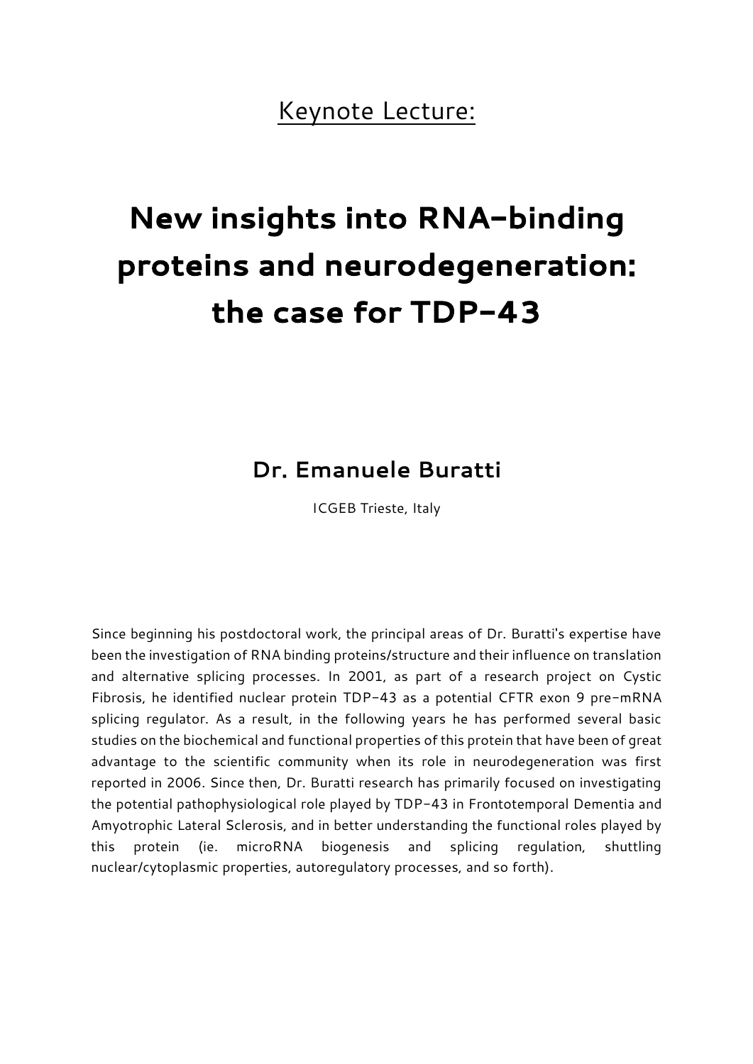Keynote Lecture:

# New insights into RNA-binding proteins and neurodegeneration: the case for TDP-43

## Dr. Emanuele Buratti

ICGEB Trieste, Italy

Since beginning his postdoctoral work, the principal areas of Dr. Buratti's expertise have been the investigation of RNA binding proteins/structure and their influence on translation and alternative splicing processes. In 2001, as part of a research project on Cystic Fibrosis, he identified nuclear protein TDP-43 as a potential CFTR exon 9 pre-mRNA splicing regulator. As a result, in the following years he has performed several basic studies on the biochemical and functional properties of this protein that have been of great advantage to the scientific community when its role in neurodegeneration was first reported in 2006. Since then, Dr. Buratti research has primarily focused on investigating the potential pathophysiological role played by TDP-43 in Frontotemporal Dementia and Amyotrophic Lateral Sclerosis, and in better understanding the functional roles played by this protein (ie. microRNA biogenesis and splicing regulation, shuttling nuclear/cytoplasmic properties, autoregulatory processes, and so forth).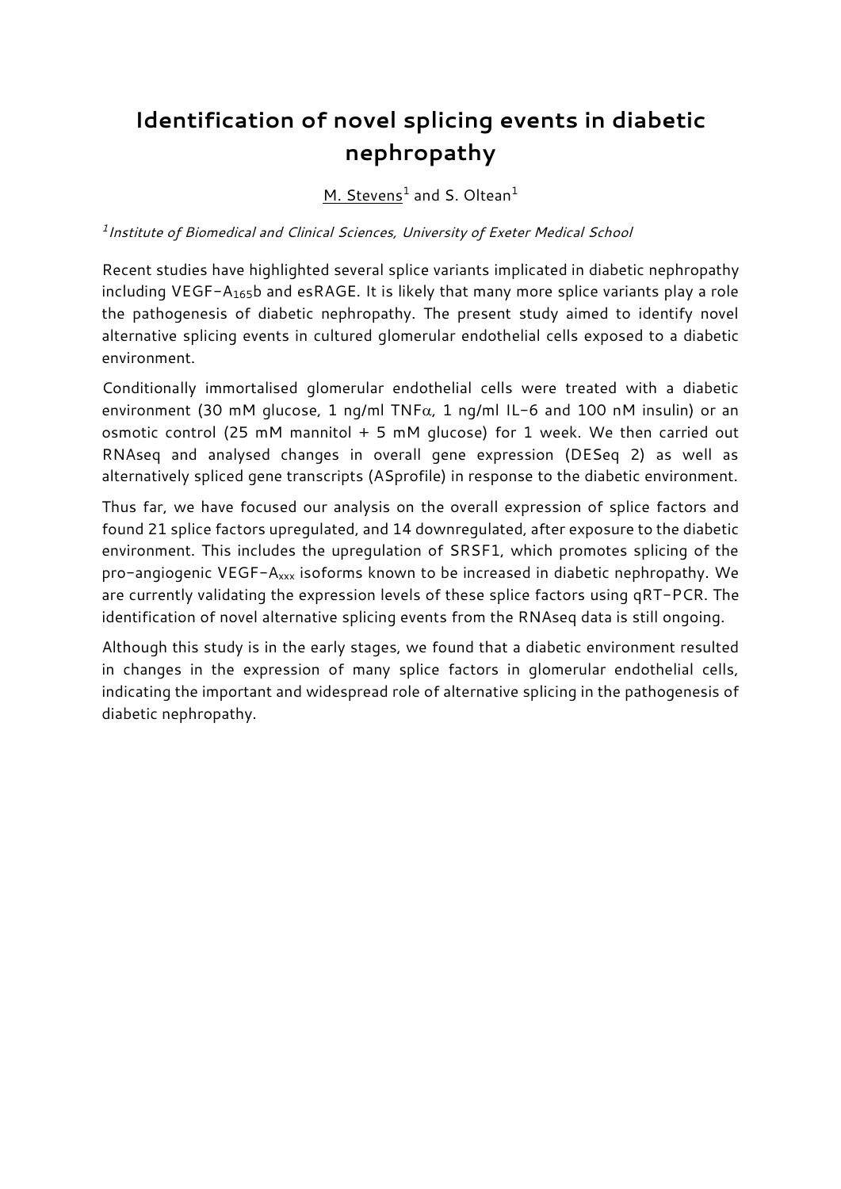# Identification of novel splicing events in diabetic nephropathy

M. Stevens[1] and S. Oltean[1]

[1]*Institute of Biomedical and Clinical Sciences, University of Exeter Medical School*

Recent studies have highlighted several splice variants implicated in diabetic nephropathy including VEGF-$A_{165}$b and esRAGE. It is likely that many more splice variants play a role the pathogenesis of diabetic nephropathy. The present study aimed to identify novel alternative splicing events in cultured glomerular endothelial cells exposed to a diabetic environment.

Conditionally immortalised glomerular endothelial cells were treated with a diabetic environment (30 mM glucose, 1 ng/ml TNF$\alpha$, 1 ng/ml IL-6 and 100 nM insulin) or an osmotic control (25 mM mannitol + 5 mM glucose) for 1 week. We then carried out RNAseq and analysed changes in overall gene expression (DESeq 2) as well as alternatively spliced gene transcripts (ASprofile) in response to the diabetic environment.

Thus far, we have focused our analysis on the overall expression of splice factors and found 21 splice factors upregulated, and 14 downregulated, after exposure to the diabetic environment. This includes the upregulation of SRSF1, which promotes splicing of the pro-angiogenic VEGF-$A_{xxx}$ isoforms known to be increased in diabetic nephropathy. We are currently validating the expression levels of these splice factors using qRT-PCR. The identification of novel alternative splicing events from the RNAseq data is still ongoing.

Although this study is in the early stages, we found that a diabetic environment resulted in changes in the expression of many splice factors in glomerular endothelial cells, indicating the important and widespread role of alternative splicing in the pathogenesis of diabetic nephropathy.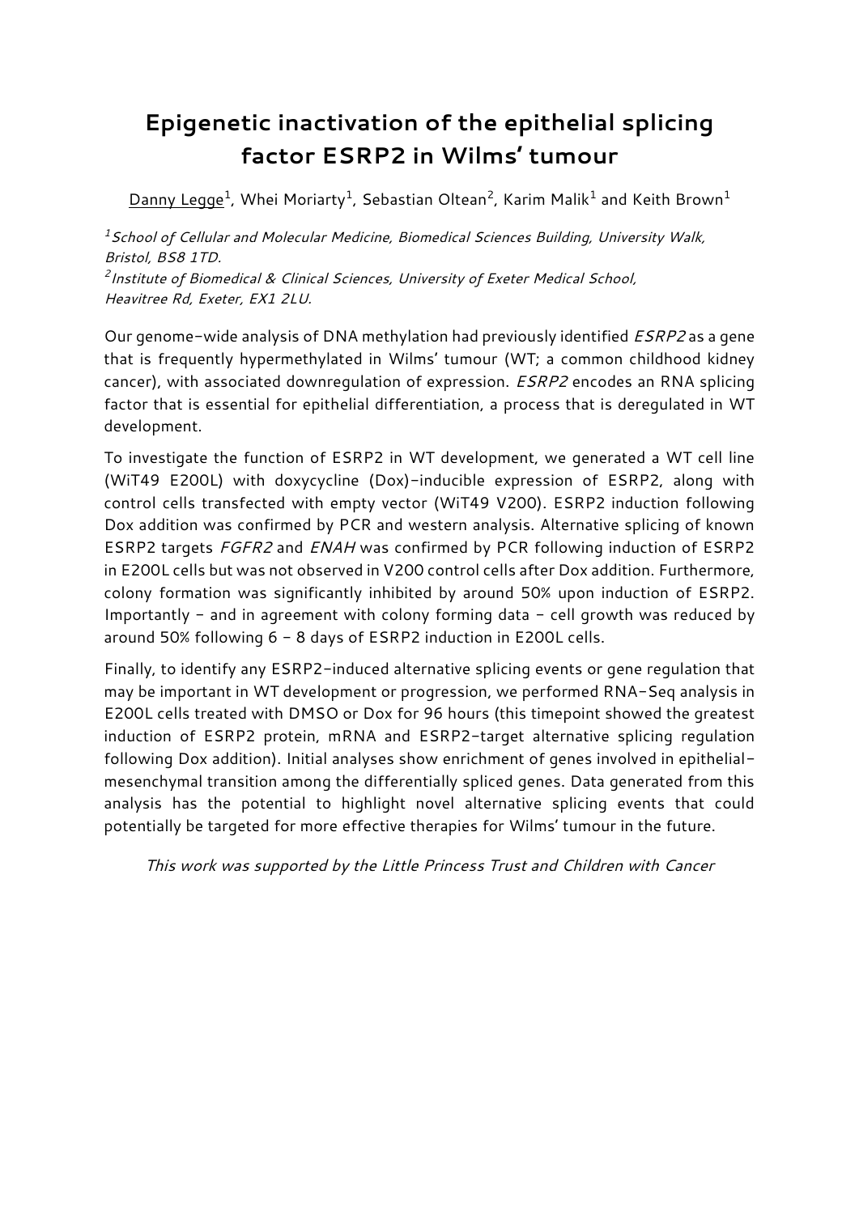# Epigenetic inactivation of the epithelial splicing factor ESRP2 in Wilms' tumour

Danny Legge[1], Whei Moriarty[1], Sebastian Oltean[2], Karim Malik[1] and Keith Brown[1]

*[1]School of Cellular and Molecular Medicine, Biomedical Sciences Building, University Walk, Bristol, BS8 1TD.*
*[2]Institute of Biomedical & Clinical Sciences, University of Exeter Medical School, Heavitree Rd, Exeter, EX1 2LU.*

Our genome-wide analysis of DNA methylation had previously identified *ESRP2* as a gene that is frequently hypermethylated in Wilms' tumour (WT; a common childhood kidney cancer), with associated downregulation of expression. *ESRP2* encodes an RNA splicing factor that is essential for epithelial differentiation, a process that is deregulated in WT development.

To investigate the function of ESRP2 in WT development, we generated a WT cell line (WiT49 E200L) with doxycycline (Dox)-inducible expression of ESRP2, along with control cells transfected with empty vector (WiT49 V200). ESRP2 induction following Dox addition was confirmed by PCR and western analysis. Alternative splicing of known ESRP2 targets *FGFR2* and *ENAH* was confirmed by PCR following induction of ESRP2 in E200L cells but was not observed in V200 control cells after Dox addition. Furthermore, colony formation was significantly inhibited by around 50% upon induction of ESRP2. Importantly - and in agreement with colony forming data - cell growth was reduced by around 50% following 6 - 8 days of ESRP2 induction in E200L cells.

Finally, to identify any ESRP2-induced alternative splicing events or gene regulation that may be important in WT development or progression, we performed RNA-Seq analysis in E200L cells treated with DMSO or Dox for 96 hours (this timepoint showed the greatest induction of ESRP2 protein, mRNA and ESRP2-target alternative splicing regulation following Dox addition). Initial analyses show enrichment of genes involved in epithelial-mesenchymal transition among the differentially spliced genes. Data generated from this analysis has the potential to highlight novel alternative splicing events that could potentially be targeted for more effective therapies for Wilms' tumour in the future.

*This work was supported by the Little Princess Trust and Children with Cancer*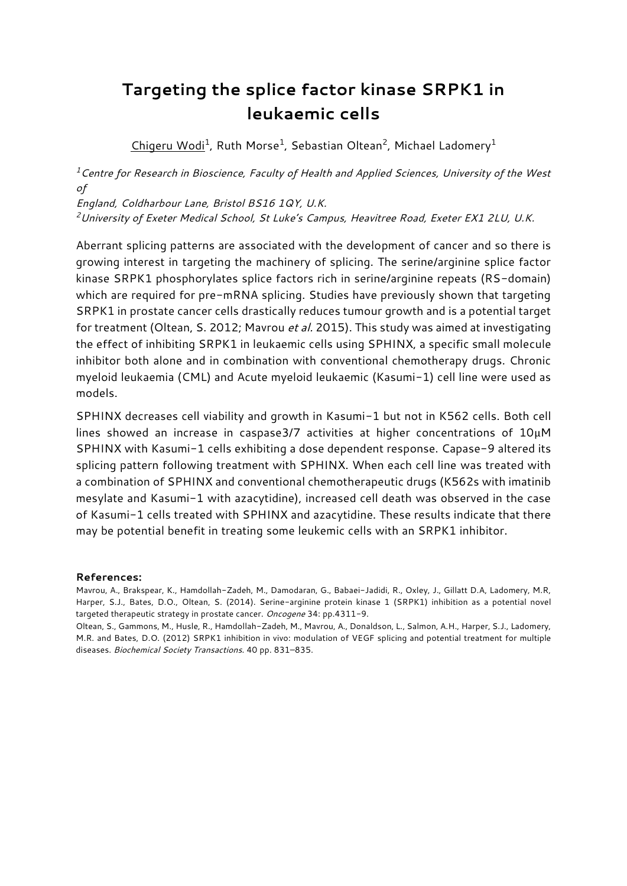# Targeting the splice factor kinase SRPK1 in leukaemic cells

Chigeru Wodi[1], Ruth Morse[1], Sebastian Oltean[2], Michael Ladomery[1]

*[1]Centre for Research in Bioscience, Faculty of Health and Applied Sciences, University of the West of England, Coldharbour Lane, Bristol BS16 1QY, U.K.*

*[2]University of Exeter Medical School, St Luke's Campus, Heavitree Road, Exeter EX1 2LU, U.K.*

Aberrant splicing patterns are associated with the development of cancer and so there is growing interest in targeting the machinery of splicing. The serine/arginine splice factor kinase SRPK1 phosphorylates splice factors rich in serine/arginine repeats (RS-domain) which are required for pre-mRNA splicing. Studies have previously shown that targeting SRPK1 in prostate cancer cells drastically reduces tumour growth and is a potential target for treatment (Oltean, S. 2012; Mavrou *et al.* 2015). This study was aimed at investigating the effect of inhibiting SRPK1 in leukaemic cells using SPHINX, a specific small molecule inhibitor both alone and in combination with conventional chemotherapy drugs. Chronic myeloid leukaemia (CML) and Acute myeloid leukaemic (Kasumi-1) cell line were used as models.

SPHINX decreases cell viability and growth in Kasumi-1 but not in K562 cells. Both cell lines showed an increase in caspase3/7 activities at higher concentrations of 10μM SPHINX with Kasumi-1 cells exhibiting a dose dependent response. Capase-9 altered its splicing pattern following treatment with SPHINX. When each cell line was treated with a combination of SPHINX and conventional chemotherapeutic drugs (K562s with imatinib mesylate and Kasumi-1 with azacytidine), increased cell death was observed in the case of Kasumi-1 cells treated with SPHINX and azacytidine. These results indicate that there may be potential benefit in treating some leukemic cells with an SRPK1 inhibitor.

**References:**

Mavrou, A., Brakspear, K., Hamdollah-Zadeh, M., Damodaran, G., Babaei-Jadidi, R., Oxley, J., Gillatt D.A, Ladomery, M.R, Harper, S.J., Bates, D.O., Oltean, S. (2014). Serine-arginine protein kinase 1 (SRPK1) inhibition as a potential novel targeted therapeutic strategy in prostate cancer. *Oncogene* 34: pp.4311-9.

Oltean, S., Gammons, M., Husle, R., Hamdollah-Zadeh, M., Mavrou, A., Donaldson, L., Salmon, A.H., Harper, S.J., Ladomery, M.R. and Bates, D.O. (2012) SRPK1 inhibition in vivo: modulation of VEGF splicing and potential treatment for multiple diseases. *Biochemical Society Transactions*. 40 pp. 831–835.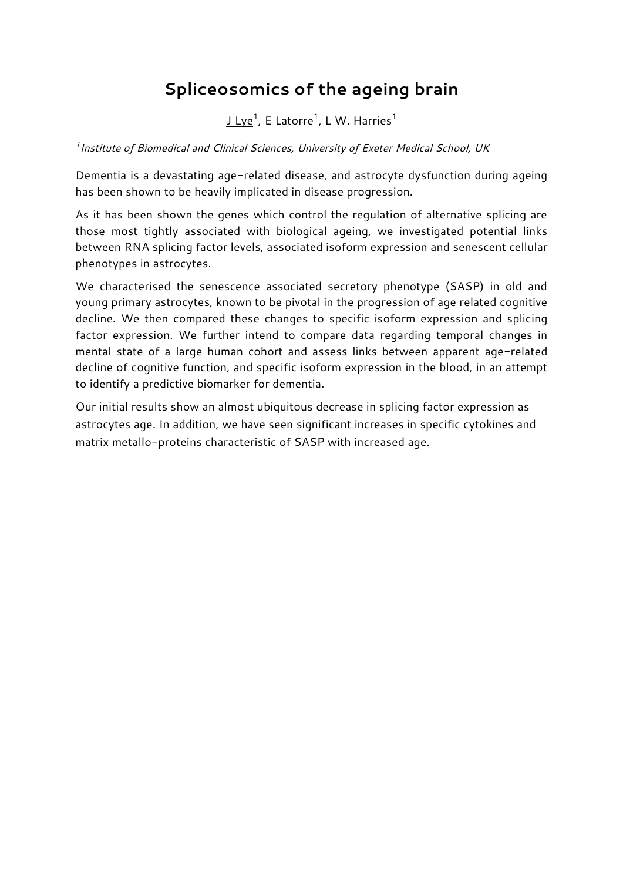# Spliceosomics of the ageing brain

J Lye[1], E Latorre[1], L W. Harries[1]

[1] *Institute of Biomedical and Clinical Sciences, University of Exeter Medical School, UK*

Dementia is a devastating age-related disease, and astrocyte dysfunction during ageing has been shown to be heavily implicated in disease progression.

As it has been shown the genes which control the regulation of alternative splicing are those most tightly associated with biological ageing, we investigated potential links between RNA splicing factor levels, associated isoform expression and senescent cellular phenotypes in astrocytes.

We characterised the senescence associated secretory phenotype (SASP) in old and young primary astrocytes, known to be pivotal in the progression of age related cognitive decline. We then compared these changes to specific isoform expression and splicing factor expression. We further intend to compare data regarding temporal changes in mental state of a large human cohort and assess links between apparent age-related decline of cognitive function, and specific isoform expression in the blood, in an attempt to identify a predictive biomarker for dementia.

Our initial results show an almost ubiquitous decrease in splicing factor expression as astrocytes age. In addition, we have seen significant increases in specific cytokines and matrix metallo-proteins characteristic of SASP with increased age.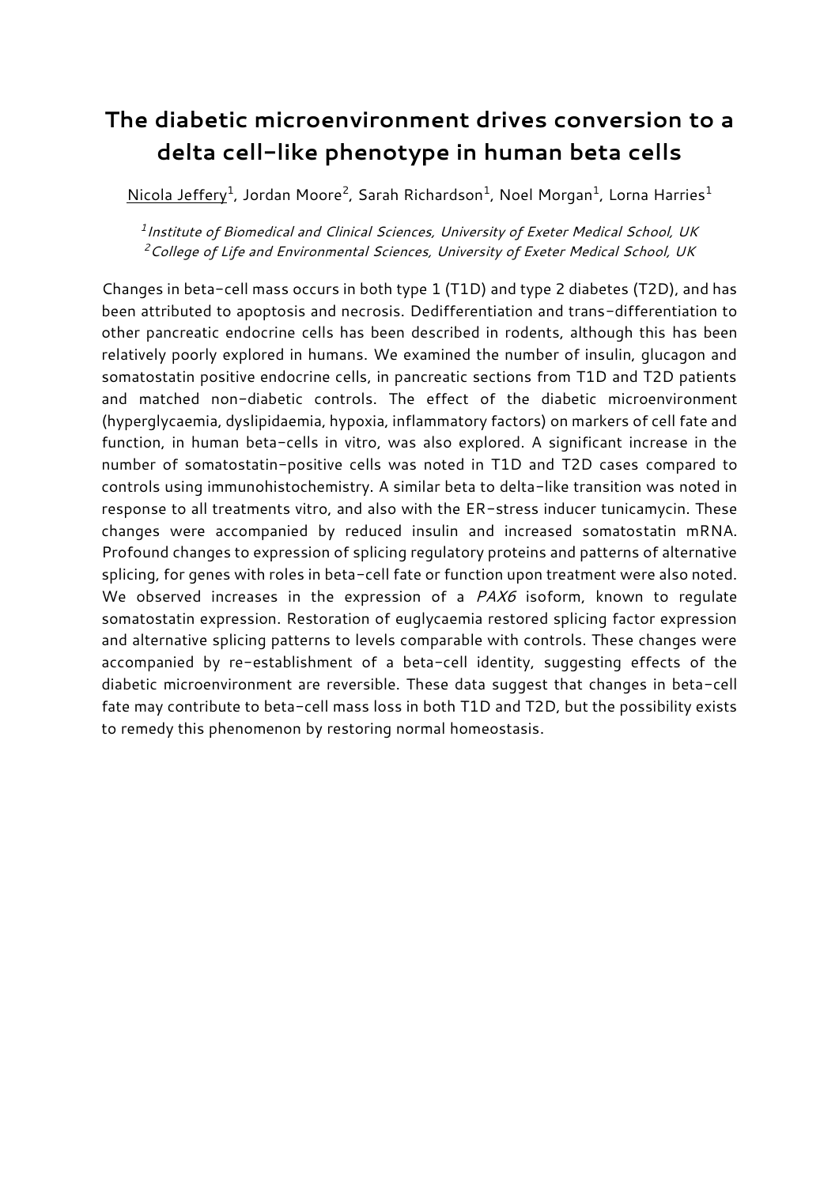# The diabetic microenvironment drives conversion to a delta cell-like phenotype in human beta cells

Nicola Jeffery[1], Jordan Moore[2], Sarah Richardson[1], Noel Morgan[1], Lorna Harries[1]

*[1]Institute of Biomedical and Clinical Sciences, University of Exeter Medical School, UK*
*[2]College of Life and Environmental Sciences, University of Exeter Medical School, UK*

Changes in beta-cell mass occurs in both type 1 (T1D) and type 2 diabetes (T2D), and has been attributed to apoptosis and necrosis. Dedifferentiation and trans-differentiation to other pancreatic endocrine cells has been described in rodents, although this has been relatively poorly explored in humans. We examined the number of insulin, glucagon and somatostatin positive endocrine cells, in pancreatic sections from T1D and T2D patients and matched non-diabetic controls. The effect of the diabetic microenvironment (hyperglycaemia, dyslipidaemia, hypoxia, inflammatory factors) on markers of cell fate and function, in human beta-cells in vitro, was also explored. A significant increase in the number of somatostatin-positive cells was noted in T1D and T2D cases compared to controls using immunohistochemistry. A similar beta to delta-like transition was noted in response to all treatments vitro, and also with the ER-stress inducer tunicamycin. These changes were accompanied by reduced insulin and increased somatostatin mRNA. Profound changes to expression of splicing regulatory proteins and patterns of alternative splicing, for genes with roles in beta-cell fate or function upon treatment were also noted. We observed increases in the expression of a *PAX6* isoform, known to regulate somatostatin expression. Restoration of euglycaemia restored splicing factor expression and alternative splicing patterns to levels comparable with controls. These changes were accompanied by re-establishment of a beta-cell identity, suggesting effects of the diabetic microenvironment are reversible. These data suggest that changes in beta-cell fate may contribute to beta-cell mass loss in both T1D and T2D, but the possibility exists to remedy this phenomenon by restoring normal homeostasis.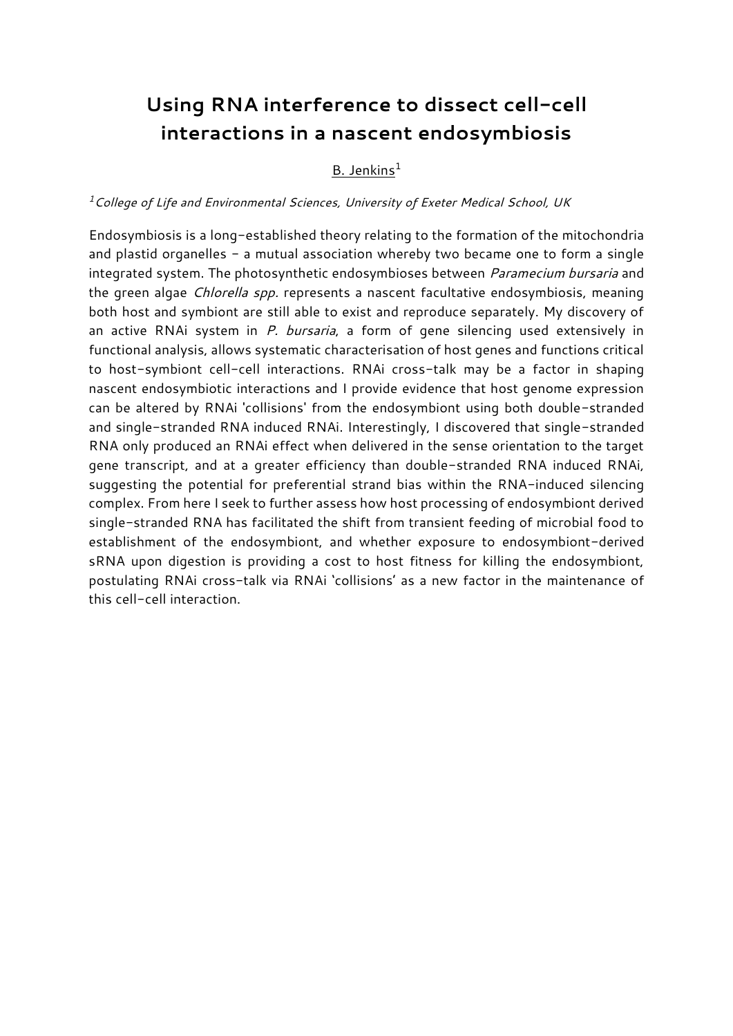# Using RNA interference to dissect cell-cell interactions in a nascent endosymbiosis

B. Jenkins[1]

[1] *College of Life and Environmental Sciences, University of Exeter Medical School, UK*

Endosymbiosis is a long-established theory relating to the formation of the mitochondria and plastid organelles – a mutual association whereby two became one to form a single integrated system. The photosynthetic endosymbioses between *Paramecium bursaria* and the green algae *Chlorella spp.* represents a nascent facultative endosymbiosis, meaning both host and symbiont are still able to exist and reproduce separately. My discovery of an active RNAi system in *P. bursaria*, a form of gene silencing used extensively in functional analysis, allows systematic characterisation of host genes and functions critical to host-symbiont cell-cell interactions. RNAi cross-talk may be a factor in shaping nascent endosymbiotic interactions and I provide evidence that host genome expression can be altered by RNAi 'collisions' from the endosymbiont using both double-stranded and single-stranded RNA induced RNAi. Interestingly, I discovered that single-stranded RNA only produced an RNAi effect when delivered in the sense orientation to the target gene transcript, and at a greater efficiency than double-stranded RNA induced RNAi, suggesting the potential for preferential strand bias within the RNA-induced silencing complex. From here I seek to further assess how host processing of endosymbiont derived single-stranded RNA has facilitated the shift from transient feeding of microbial food to establishment of the endosymbiont, and whether exposure to endosymbiont-derived sRNA upon digestion is providing a cost to host fitness for killing the endosymbiont, postulating RNAi cross-talk via RNAi 'collisions' as a new factor in the maintenance of this cell-cell interaction.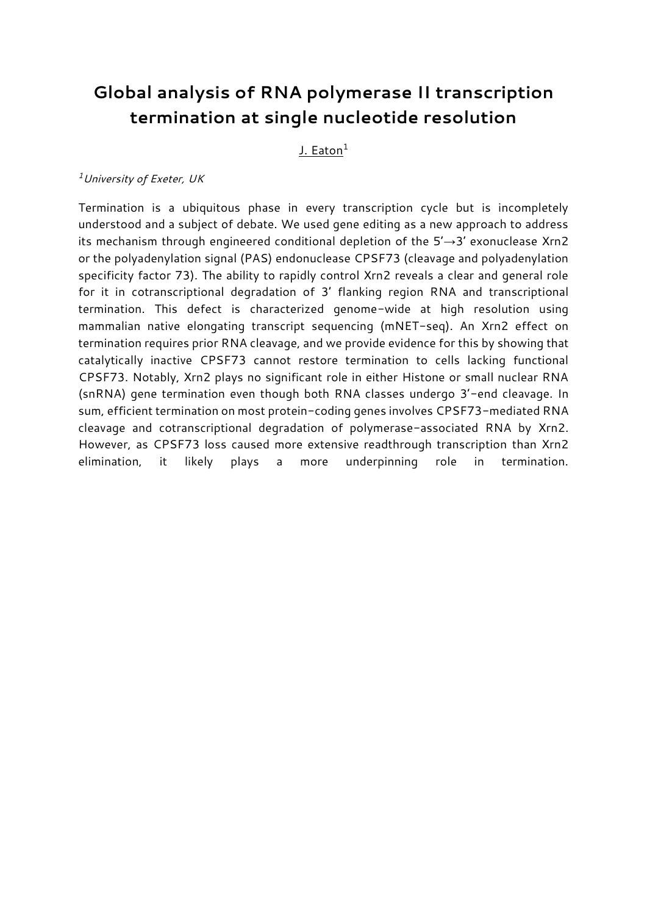# Global analysis of RNA polymerase II transcription termination at single nucleotide resolution

J. Eaton[1]

[1]*University of Exeter, UK*

Termination is a ubiquitous phase in every transcription cycle but is incompletely understood and a subject of debate. We used gene editing as a new approach to address its mechanism through engineered conditional depletion of the 5'→3' exonuclease Xrn2 or the polyadenylation signal (PAS) endonuclease CPSF73 (cleavage and polyadenylation specificity factor 73). The ability to rapidly control Xrn2 reveals a clear and general role for it in cotranscriptional degradation of 3' flanking region RNA and transcriptional termination. This defect is characterized genome-wide at high resolution using mammalian native elongating transcript sequencing (mNET-seq). An Xrn2 effect on termination requires prior RNA cleavage, and we provide evidence for this by showing that catalytically inactive CPSF73 cannot restore termination to cells lacking functional CPSF73. Notably, Xrn2 plays no significant role in either Histone or small nuclear RNA (snRNA) gene termination even though both RNA classes undergo 3'-end cleavage. In sum, efficient termination on most protein-coding genes involves CPSF73-mediated RNA cleavage and cotranscriptional degradation of polymerase-associated RNA by Xrn2. However, as CPSF73 loss caused more extensive readthrough transcription than Xrn2 elimination, it likely plays a more underpinning role in termination.